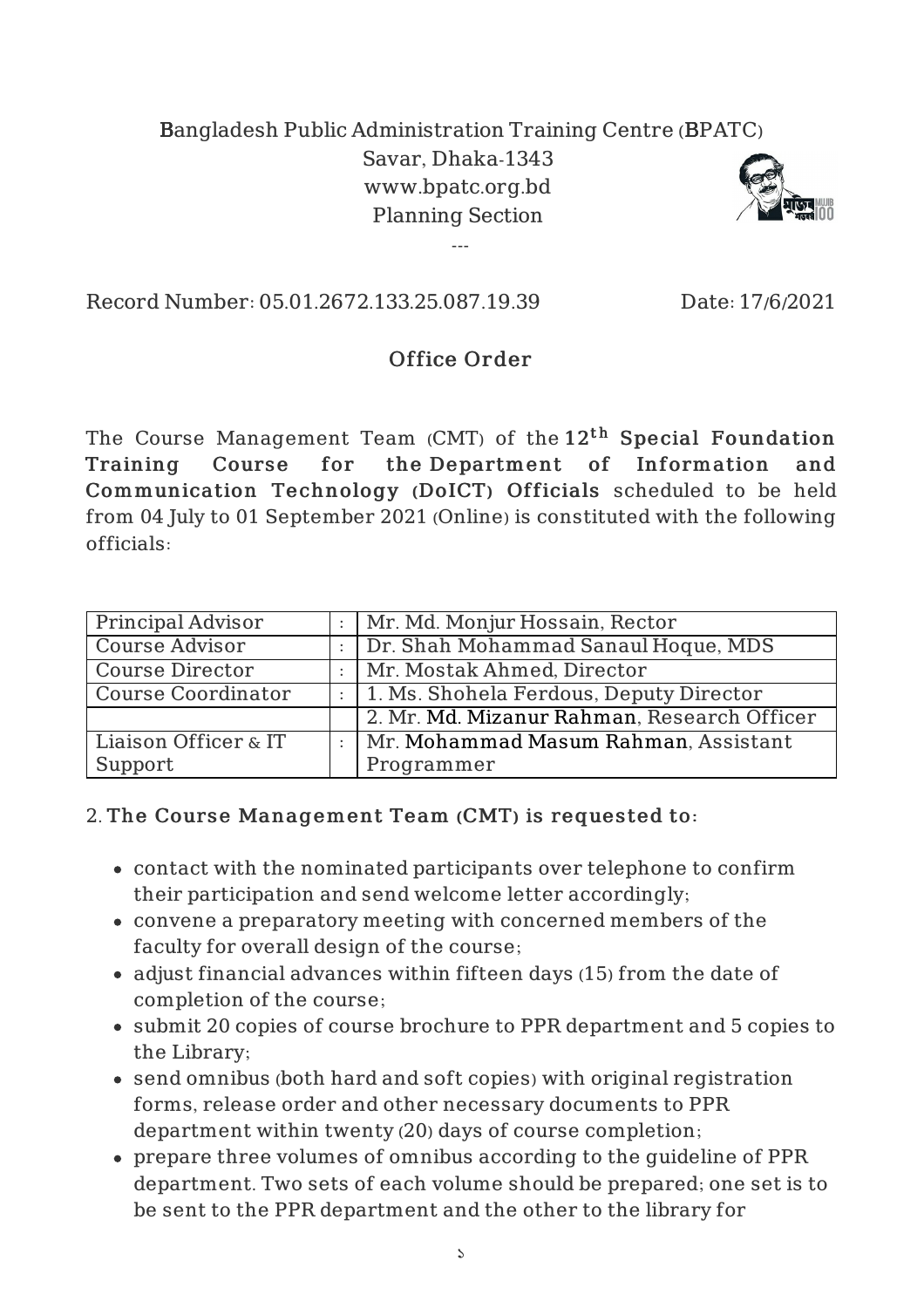Bangladesh Public Administration Training Centre (BPATC)
Savar, Dhaka-1343
www.bpatc.org.bd
Planning Section

---

Record Number: 05.01.2672.133.25.087.19.39　　　　Date: 17/6/2021

## Office Order

The Course Management Team (CMT) of the **12th Special Foundation Training Course for the Department of Information and Communication Technology (DoICT) Officials** scheduled to be held from 04 July to 01 September 2021 (Online) is constituted with the following officials:

| | | |
|---|---|---|
| Principal Advisor | : | Mr. Md. Monjur Hossain, Rector |
| Course Advisor | : | Dr. Shah Mohammad Sanaul Hoque, MDS |
| Course Director | : | Mr. Mostak Ahmed, Director |
| Course Coordinator | : | 1. Ms. Shohela Ferdous, Deputy Director |
| | | 2. Mr. Md. Mizanur Rahman, Research Officer |
| Liaison Officer & IT Support | : | Mr. Mohammad Masum Rahman, Assistant Programmer |

2. **The Course Management Team (CMT) is requested to:**

- contact with the nominated participants over telephone to confirm their participation and send welcome letter accordingly;
- convene a preparatory meeting with concerned members of the faculty for overall design of the course;
- adjust financial advances within fifteen days (15) from the date of completion of the course;
- submit 20 copies of course brochure to PPR department and 5 copies to the Library;
- send omnibus (both hard and soft copies) with original registration forms, release order and other necessary documents to PPR department within twenty (20) days of course completion;
- prepare three volumes of omnibus according to the guideline of PPR department. Two sets of each volume should be prepared; one set is to be sent to the PPR department and the other to the library for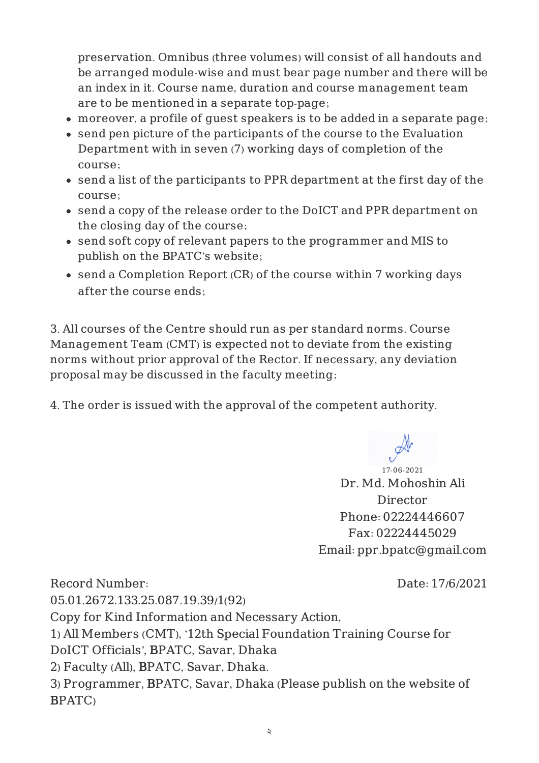preservation. Omnibus (three volumes) will consist of all handouts and be arranged module-wise and must bear page number and there will be an index in it. Course name, duration and course management team are to be mentioned in a separate top-page;

- moreover, a profile of guest speakers is to be added in a separate page;
- send pen picture of the participants of the course to the Evaluation Department with in seven (7) working days of completion of the course;
- send a list of the participants to PPR department at the first day of the course;
- send a copy of the release order to the DoICT and PPR department on the closing day of the course;
- send soft copy of relevant papers to the programmer and MIS to publish on the BPATC's website;
- send a Completion Report (CR) of the course within 7 working days after the course ends;

3. All courses of the Centre should run as per standard norms. Course Management Team (CMT) is expected not to deviate from the existing norms without prior approval of the Rector. If necessary, any deviation proposal may be discussed in the faculty meeting;

4. The order is issued with the approval of the competent authority.

17-06-2021
Dr. Md. Mohoshin Ali
Director
Phone: 02224446607
Fax: 02224445029
Email: ppr.bpatc@gmail.com

Record Number: 05.01.2672.133.25.087.19.39/1(92) — Date: 17/6/2021

Copy for Kind Information and Necessary Action,

1) All Members (CMT), '12th Special Foundation Training Course for DoICT Officials', BPATC, Savar, Dhaka
2) Faculty (All), BPATC, Savar, Dhaka.
3) Programmer, BPATC, Savar, Dhaka (Please publish on the website of BPATC)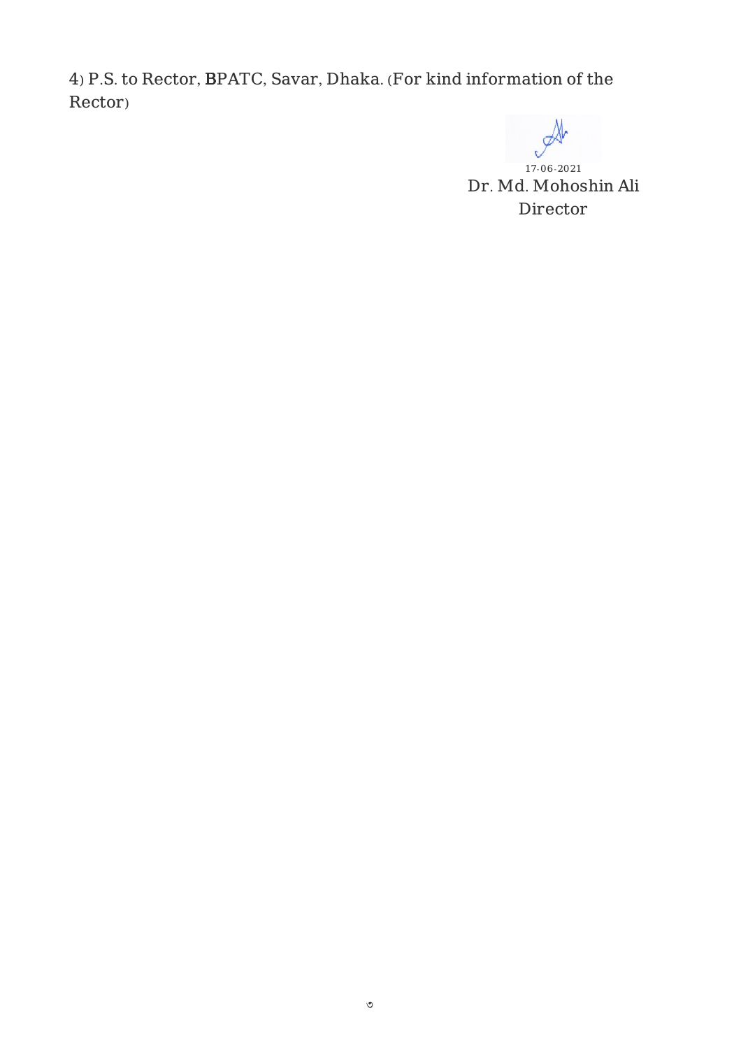4) P.S. to Rector, BPATC, Savar, Dhaka. (For kind information of the Rector)

17-06-2021
Dr. Md. Mohoshin Ali
Director